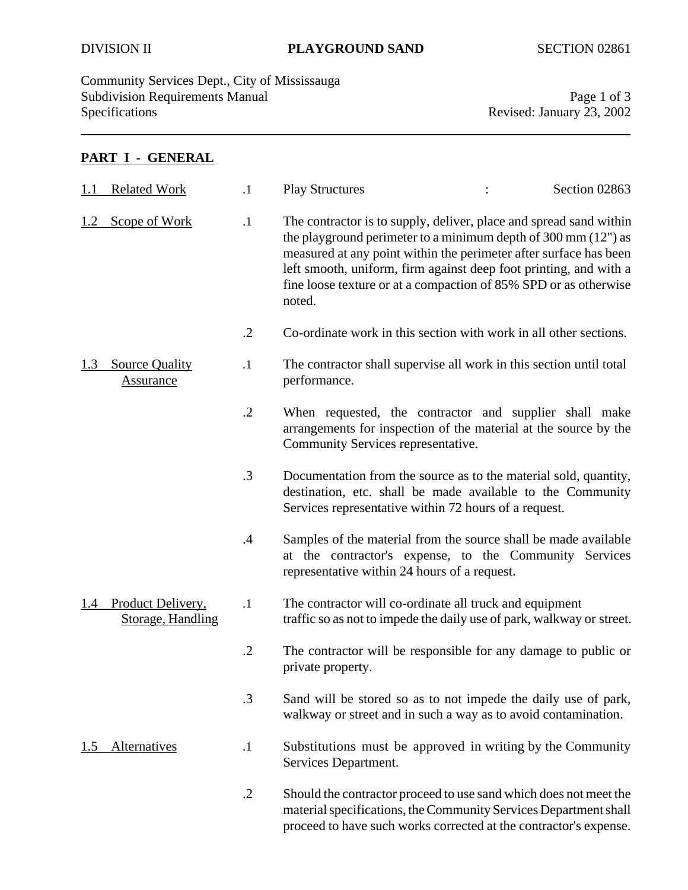DIVISION II **PLAYGROUND SAND** SECTION 02861

Community Services Dept., City of Mississauga
Subdivision Requirements Manual
Specifications
Revised: January 23, 2002

## PART I - GENERAL

**1.1 Related Work**

.1 Play Structures : Section 02863

**1.2 Scope of Work**

.1 The contractor is to supply, deliver, place and spread sand within the playground perimeter to a minimum depth of 300 mm (12") as measured at any point within the perimeter after surface has been left smooth, uniform, firm against deep foot printing, and with a fine loose texture or at a compaction of 85% SPD or as otherwise noted.

.2 Co-ordinate work in this section with work in all other sections.

**1.3 Source Quality Assurance**

.1 The contractor shall supervise all work in this section until total performance.

.2 When requested, the contractor and supplier shall make arrangements for inspection of the material at the source by the Community Services representative.

.3 Documentation from the source as to the material sold, quantity, destination, etc. shall be made available to the Community Services representative within 72 hours of a request.

.4 Samples of the material from the source shall be made available at the contractor's expense, to the Community Services representative within 24 hours of a request.

**1.4 Product Delivery, Storage, Handling**

.1 The contractor will co-ordinate all truck and equipment traffic so as not to impede the daily use of park, walkway or street.

.2 The contractor will be responsible for any damage to public or private property.

.3 Sand will be stored so as to not impede the daily use of park, walkway or street and in such a way as to avoid contamination.

**1.5 Alternatives**

.1 Substitutions must be approved in writing by the Community Services Department.

.2 Should the contractor proceed to use sand which does not meet the material specifications, the Community Services Department shall proceed to have such works corrected at the contractor's expense.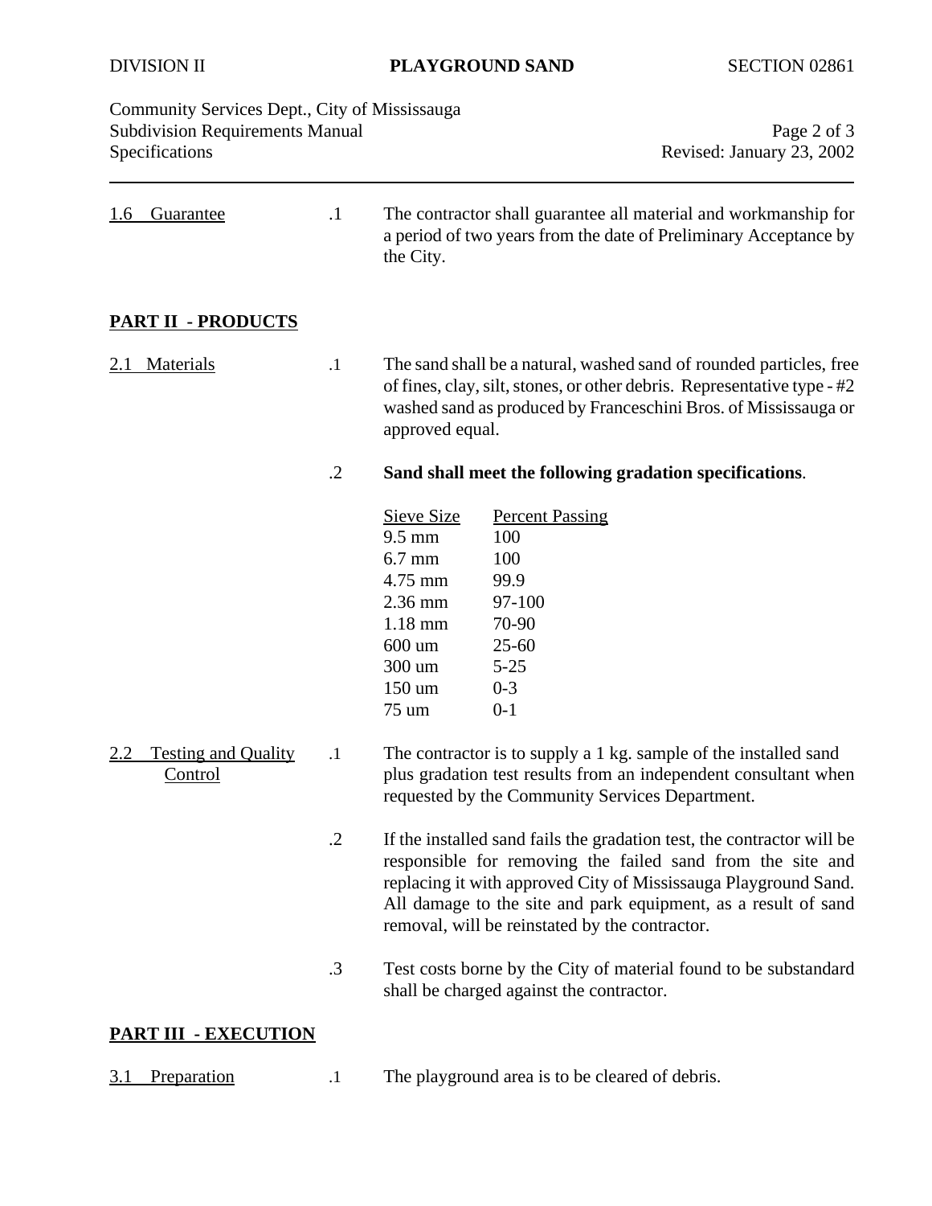1.6 Guarantee

.1 The contractor shall guarantee all material and workmanship for a period of two years from the date of Preliminary Acceptance by the City.

## PART II - PRODUCTS

2.1 Materials

.1 The sand shall be a natural, washed sand of rounded particles, free of fines, clay, silt, stones, or other debris. Representative type - #2 washed sand as produced by Franceschini Bros. of Mississauga or approved equal.

.2 **Sand shall meet the following gradation specifications**.

| Sieve Size | Percent Passing |
|---|---|
| 9.5 mm | 100 |
| 6.7 mm | 100 |
| 4.75 mm | 99.9 |
| 2.36 mm | 97-100 |
| 1.18 mm | 70-90 |
| 600 um | 25-60 |
| 300 um | 5-25 |
| 150 um | 0-3 |
| 75 um | 0-1 |

2.2 Testing and Quality Control

.1 The contractor is to supply a 1 kg. sample of the installed sand plus gradation test results from an independent consultant when requested by the Community Services Department.

.2 If the installed sand fails the gradation test, the contractor will be responsible for removing the failed sand from the site and replacing it with approved City of Mississauga Playground Sand. All damage to the site and park equipment, as a result of sand removal, will be reinstated by the contractor.

.3 Test costs borne by the City of material found to be substandard shall be charged against the contractor.

## PART III - EXECUTION

3.1 Preparation

.1 The playground area is to be cleared of debris.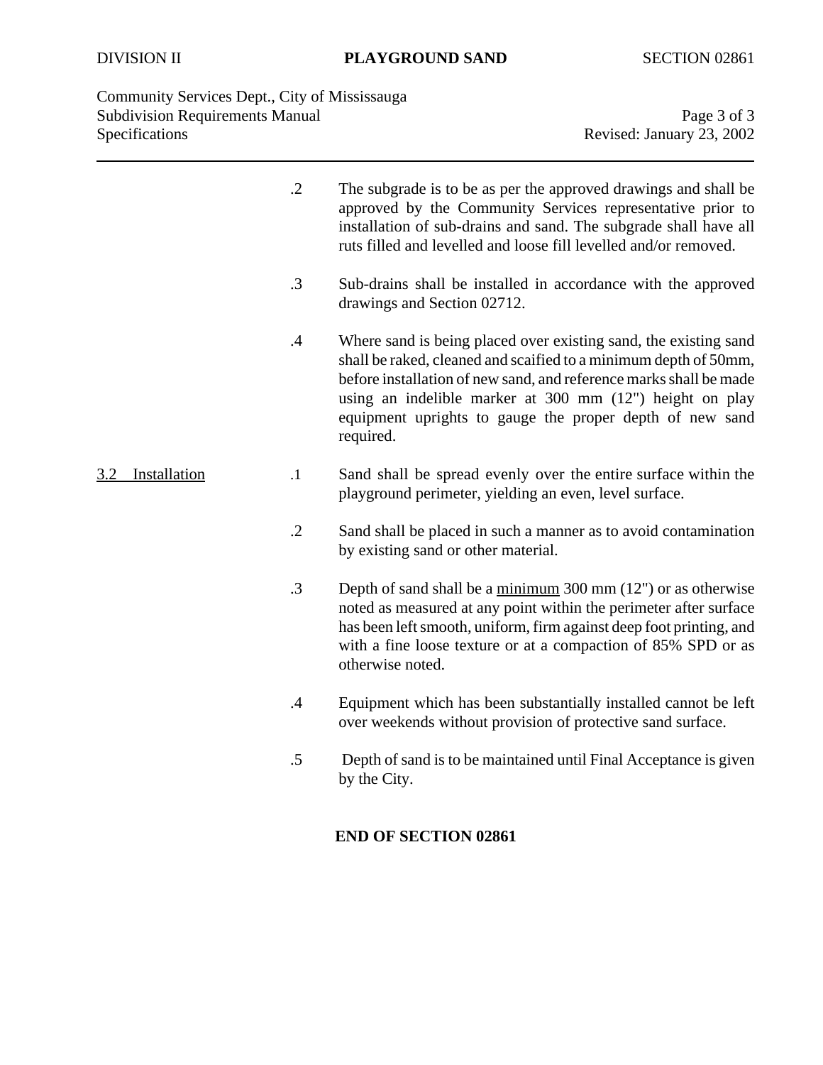.2 The subgrade is to be as per the approved drawings and shall be approved by the Community Services representative prior to installation of sub-drains and sand. The subgrade shall have all ruts filled and levelled and loose fill levelled and/or removed.

.3 Sub-drains shall be installed in accordance with the approved drawings and Section 02712.

.4 Where sand is being placed over existing sand, the existing sand shall be raked, cleaned and scaified to a minimum depth of 50mm, before installation of new sand, and reference marks shall be made using an indelible marker at 300 mm (12") height on play equipment uprights to gauge the proper depth of new sand required.

### 3.2 Installation

.1 Sand shall be spread evenly over the entire surface within the playground perimeter, yielding an even, level surface.

.2 Sand shall be placed in such a manner as to avoid contamination by existing sand or other material.

.3 Depth of sand shall be a minimum 300 mm (12") or as otherwise noted as measured at any point within the perimeter after surface has been left smooth, uniform, firm against deep foot printing, and with a fine loose texture or at a compaction of 85% SPD or as otherwise noted.

.4 Equipment which has been substantially installed cannot be left over weekends without provision of protective sand surface.

.5 Depth of sand is to be maintained until Final Acceptance is given by the City.

**END OF SECTION 02861**